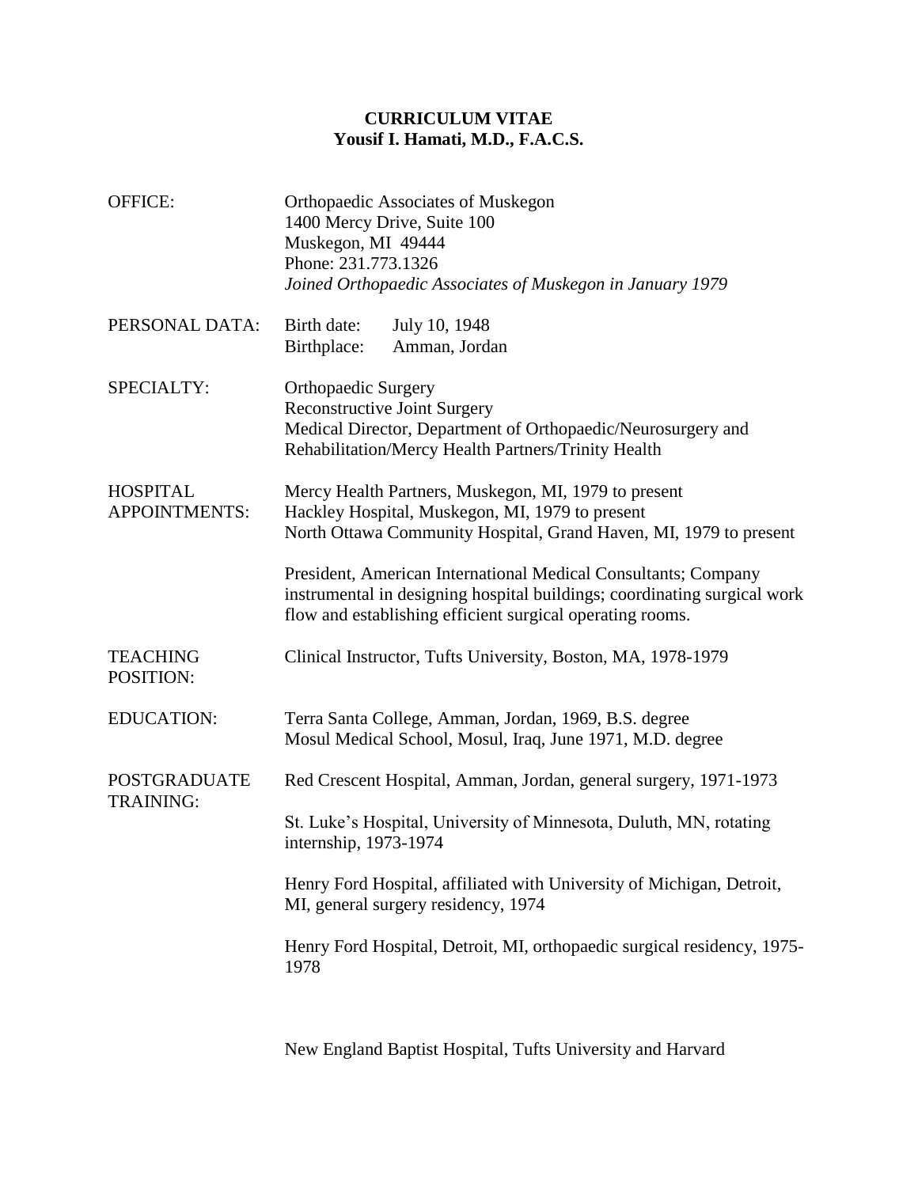# CURRICULUM VITAE
## Yousif I. Hamati, M.D., F.A.C.S.

**OFFICE:**
Orthopaedic Associates of Muskegon
1400 Mercy Drive, Suite 100
Muskegon, MI 49444
Phone: 231.773.1326
*Joined Orthopaedic Associates of Muskegon in January 1979*

**PERSONAL DATA:**
Birth date: July 10, 1948
Birthplace: Amman, Jordan

**SPECIALTY:**
Orthopaedic Surgery
Reconstructive Joint Surgery
Medical Director, Department of Orthopaedic/Neurosurgery and Rehabilitation/Mercy Health Partners/Trinity Health

**HOSPITAL APPOINTMENTS:**
Mercy Health Partners, Muskegon, MI, 1979 to present
Hackley Hospital, Muskegon, MI, 1979 to present
North Ottawa Community Hospital, Grand Haven, MI, 1979 to present

President, American International Medical Consultants; Company instrumental in designing hospital buildings; coordinating surgical work flow and establishing efficient surgical operating rooms.

**TEACHING POSITION:**
Clinical Instructor, Tufts University, Boston, MA, 1978-1979

**EDUCATION:**
Terra Santa College, Amman, Jordan, 1969, B.S. degree
Mosul Medical School, Mosul, Iraq, June 1971, M.D. degree

**POSTGRADUATE TRAINING:**
Red Crescent Hospital, Amman, Jordan, general surgery, 1971-1973

St. Luke's Hospital, University of Minnesota, Duluth, MN, rotating internship, 1973-1974

Henry Ford Hospital, affiliated with University of Michigan, Detroit, MI, general surgery residency, 1974

Henry Ford Hospital, Detroit, MI, orthopaedic surgical residency, 1975-1978

New England Baptist Hospital, Tufts University and Harvard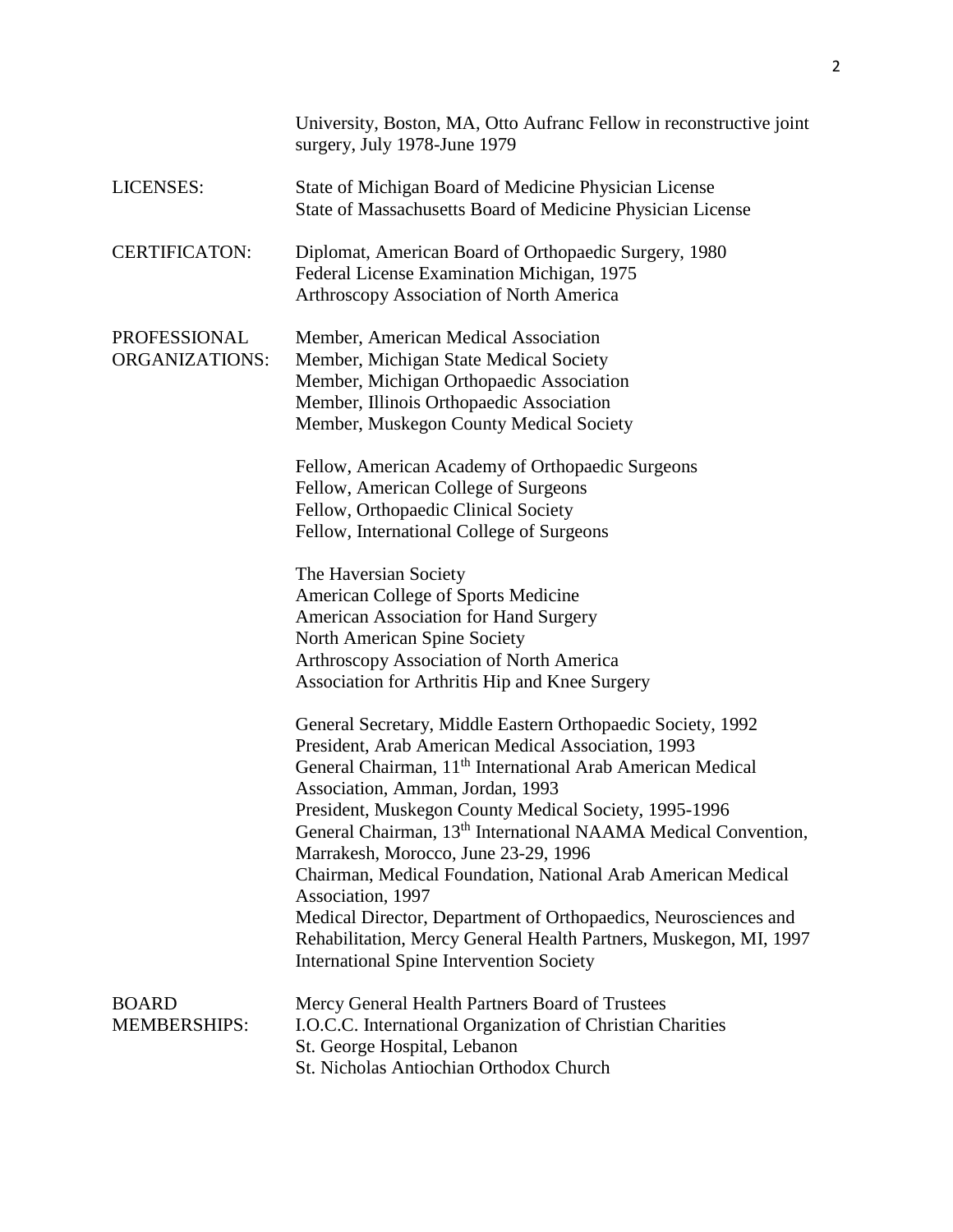University, Boston, MA, Otto Aufranc Fellow in reconstructive joint surgery, July 1978-June 1979

**LICENSES:**

State of Michigan Board of Medicine Physician License
State of Massachusetts Board of Medicine Physician License

**CERTIFICATON:**

Diplomat, American Board of Orthopaedic Surgery, 1980
Federal License Examination Michigan, 1975
Arthroscopy Association of North America

**PROFESSIONAL ORGANIZATIONS:**

Member, American Medical Association
Member, Michigan State Medical Society
Member, Michigan Orthopaedic Association
Member, Illinois Orthopaedic Association
Member, Muskegon County Medical Society

Fellow, American Academy of Orthopaedic Surgeons
Fellow, American College of Surgeons
Fellow, Orthopaedic Clinical Society
Fellow, International College of Surgeons

The Haversian Society
American College of Sports Medicine
American Association for Hand Surgery
North American Spine Society
Arthroscopy Association of North America
Association for Arthritis Hip and Knee Surgery

General Secretary, Middle Eastern Orthopaedic Society, 1992
President, Arab American Medical Association, 1993
General Chairman, 11th International Arab American Medical Association, Amman, Jordan, 1993
President, Muskegon County Medical Society, 1995-1996
General Chairman, 13th International NAAMA Medical Convention, Marrakesh, Morocco, June 23-29, 1996
Chairman, Medical Foundation, National Arab American Medical Association, 1997
Medical Director, Department of Orthopaedics, Neurosciences and Rehabilitation, Mercy General Health Partners, Muskegon, MI, 1997
International Spine Intervention Society

**BOARD MEMBERSHIPS:**

Mercy General Health Partners Board of Trustees
I.O.C.C. International Organization of Christian Charities
St. George Hospital, Lebanon
St. Nicholas Antiochian Orthodox Church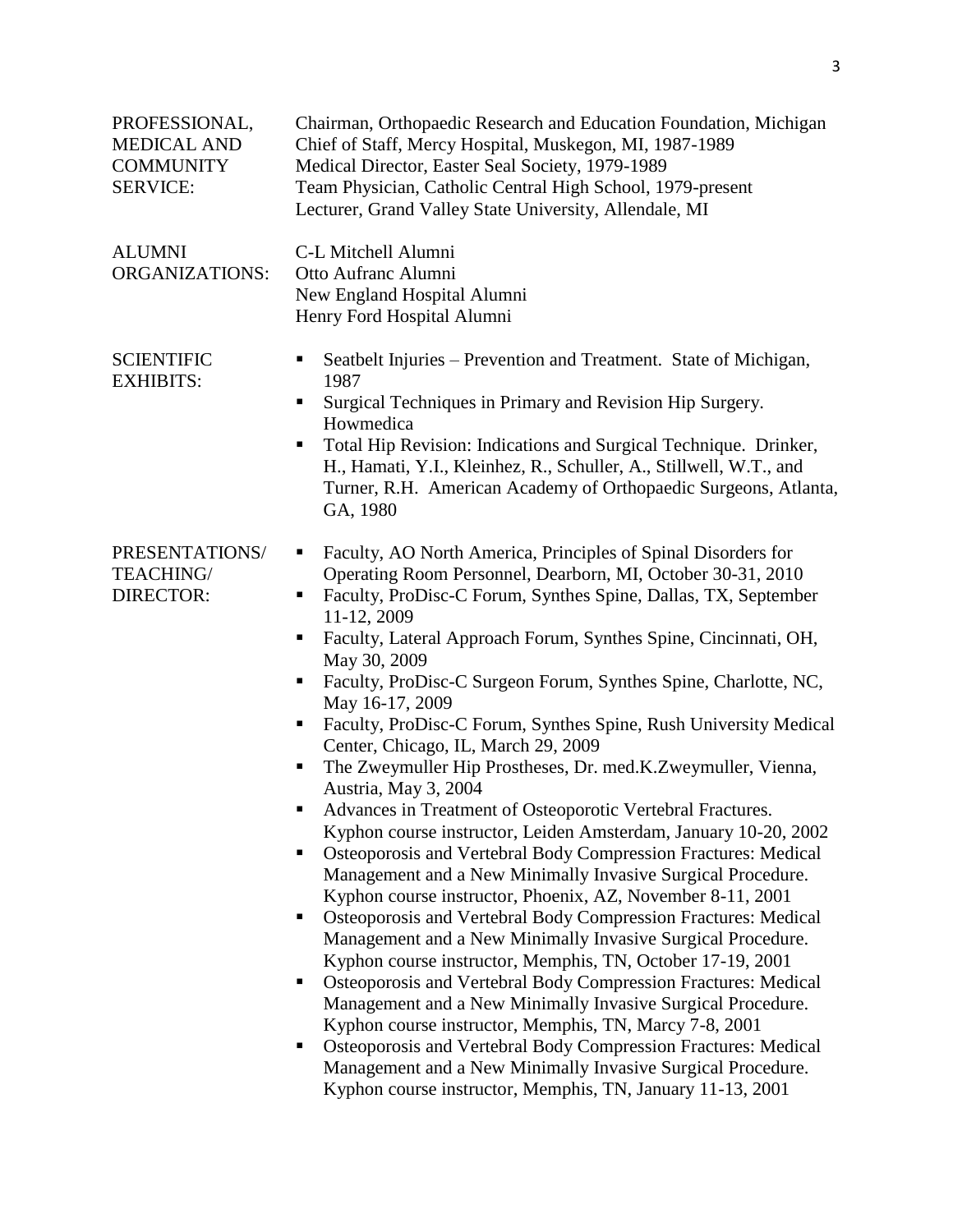**PROFESSIONAL, MEDICAL AND COMMUNITY SERVICE:**

Chairman, Orthopaedic Research and Education Foundation, Michigan
Chief of Staff, Mercy Hospital, Muskegon, MI, 1987-1989
Medical Director, Easter Seal Society, 1979-1989
Team Physician, Catholic Central High School, 1979-present
Lecturer, Grand Valley State University, Allendale, MI

**ALUMNI ORGANIZATIONS:**

C-L Mitchell Alumni
Otto Aufranc Alumni
New England Hospital Alumni
Henry Ford Hospital Alumni

**SCIENTIFIC EXHIBITS:**

- Seatbelt Injuries – Prevention and Treatment. State of Michigan, 1987
- Surgical Techniques in Primary and Revision Hip Surgery. Howmedica
- Total Hip Revision: Indications and Surgical Technique. Drinker, H., Hamati, Y.I., Kleinhez, R., Schuller, A., Stillwell, W.T., and Turner, R.H. American Academy of Orthopaedic Surgeons, Atlanta, GA, 1980

**PRESENTATIONS/ TEACHING/ DIRECTOR:**

- Faculty, AO North America, Principles of Spinal Disorders for Operating Room Personnel, Dearborn, MI, October 30-31, 2010
- Faculty, ProDisc-C Forum, Synthes Spine, Dallas, TX, September 11-12, 2009
- Faculty, Lateral Approach Forum, Synthes Spine, Cincinnati, OH, May 30, 2009
- Faculty, ProDisc-C Surgeon Forum, Synthes Spine, Charlotte, NC, May 16-17, 2009
- Faculty, ProDisc-C Forum, Synthes Spine, Rush University Medical Center, Chicago, IL, March 29, 2009
- The Zweymuller Hip Prostheses, Dr. med.K.Zweymuller, Vienna, Austria, May 3, 2004
- Advances in Treatment of Osteoporotic Vertebral Fractures. Kyphon course instructor, Leiden Amsterdam, January 10-20, 2002
- Osteoporosis and Vertebral Body Compression Fractures: Medical Management and a New Minimally Invasive Surgical Procedure. Kyphon course instructor, Phoenix, AZ, November 8-11, 2001
- Osteoporosis and Vertebral Body Compression Fractures: Medical Management and a New Minimally Invasive Surgical Procedure. Kyphon course instructor, Memphis, TN, October 17-19, 2001
- Osteoporosis and Vertebral Body Compression Fractures: Medical Management and a New Minimally Invasive Surgical Procedure. Kyphon course instructor, Memphis, TN, Marcy 7-8, 2001
- Osteoporosis and Vertebral Body Compression Fractures: Medical Management and a New Minimally Invasive Surgical Procedure. Kyphon course instructor, Memphis, TN, January 11-13, 2001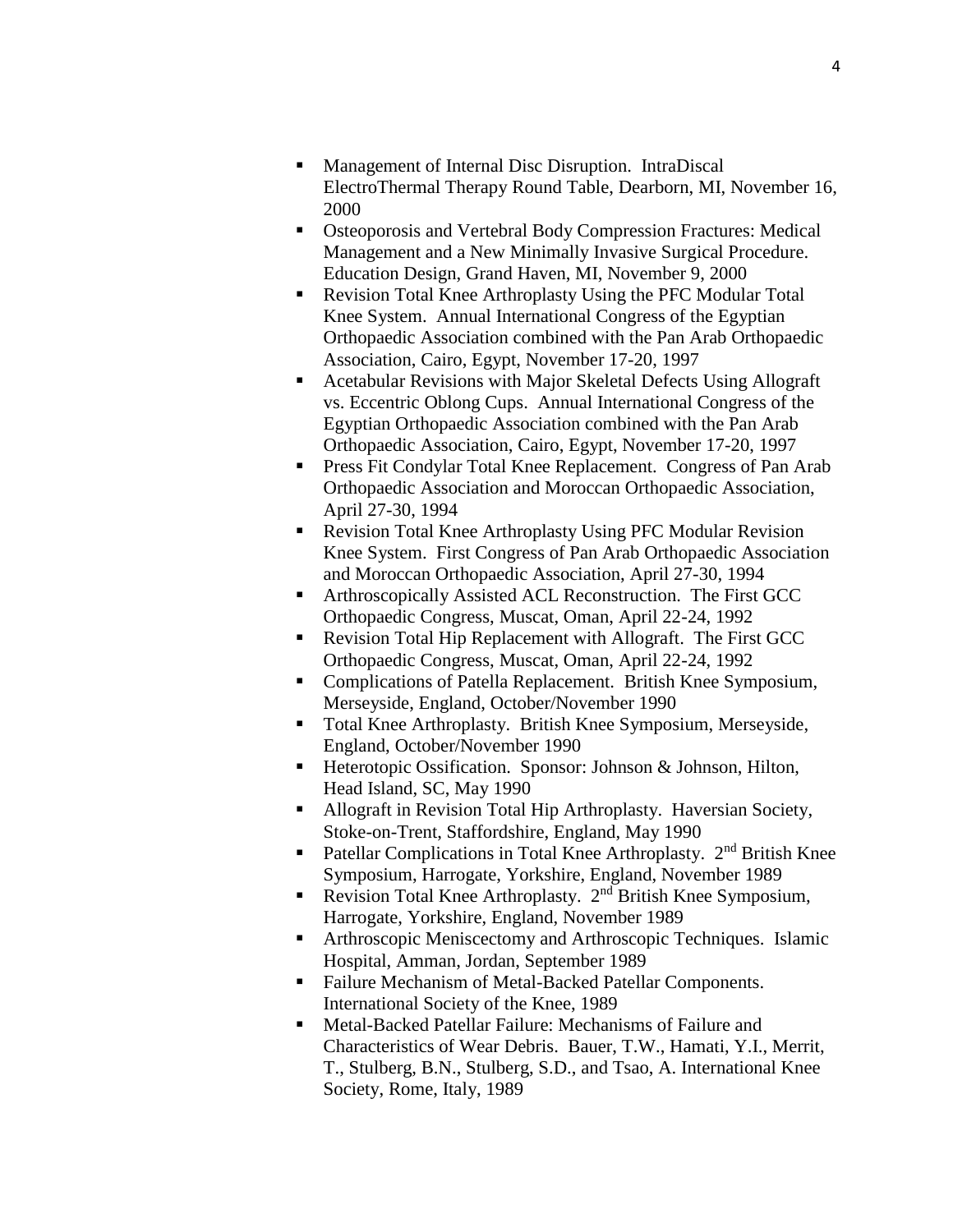- Management of Internal Disc Disruption. IntraDiscal ElectroThermal Therapy Round Table, Dearborn, MI, November 16, 2000
- Osteoporosis and Vertebral Body Compression Fractures: Medical Management and a New Minimally Invasive Surgical Procedure. Education Design, Grand Haven, MI, November 9, 2000
- Revision Total Knee Arthroplasty Using the PFC Modular Total Knee System. Annual International Congress of the Egyptian Orthopaedic Association combined with the Pan Arab Orthopaedic Association, Cairo, Egypt, November 17-20, 1997
- Acetabular Revisions with Major Skeletal Defects Using Allograft vs. Eccentric Oblong Cups. Annual International Congress of the Egyptian Orthopaedic Association combined with the Pan Arab Orthopaedic Association, Cairo, Egypt, November 17-20, 1997
- Press Fit Condylar Total Knee Replacement. Congress of Pan Arab Orthopaedic Association and Moroccan Orthopaedic Association, April 27-30, 1994
- Revision Total Knee Arthroplasty Using PFC Modular Revision Knee System. First Congress of Pan Arab Orthopaedic Association and Moroccan Orthopaedic Association, April 27-30, 1994
- Arthroscopically Assisted ACL Reconstruction. The First GCC Orthopaedic Congress, Muscat, Oman, April 22-24, 1992
- Revision Total Hip Replacement with Allograft. The First GCC Orthopaedic Congress, Muscat, Oman, April 22-24, 1992
- Complications of Patella Replacement. British Knee Symposium, Merseyside, England, October/November 1990
- Total Knee Arthroplasty. British Knee Symposium, Merseyside, England, October/November 1990
- Heterotopic Ossification. Sponsor: Johnson & Johnson, Hilton, Head Island, SC, May 1990
- Allograft in Revision Total Hip Arthroplasty. Haversian Society, Stoke-on-Trent, Staffordshire, England, May 1990
- Patellar Complications in Total Knee Arthroplasty. 2nd British Knee Symposium, Harrogate, Yorkshire, England, November 1989
- Revision Total Knee Arthroplasty. 2nd British Knee Symposium, Harrogate, Yorkshire, England, November 1989
- Arthroscopic Meniscectomy and Arthroscopic Techniques. Islamic Hospital, Amman, Jordan, September 1989
- Failure Mechanism of Metal-Backed Patellar Components. International Society of the Knee, 1989
- Metal-Backed Patellar Failure: Mechanisms of Failure and Characteristics of Wear Debris. Bauer, T.W., Hamati, Y.I., Merrit, T., Stulberg, B.N., Stulberg, S.D., and Tsao, A. International Knee Society, Rome, Italy, 1989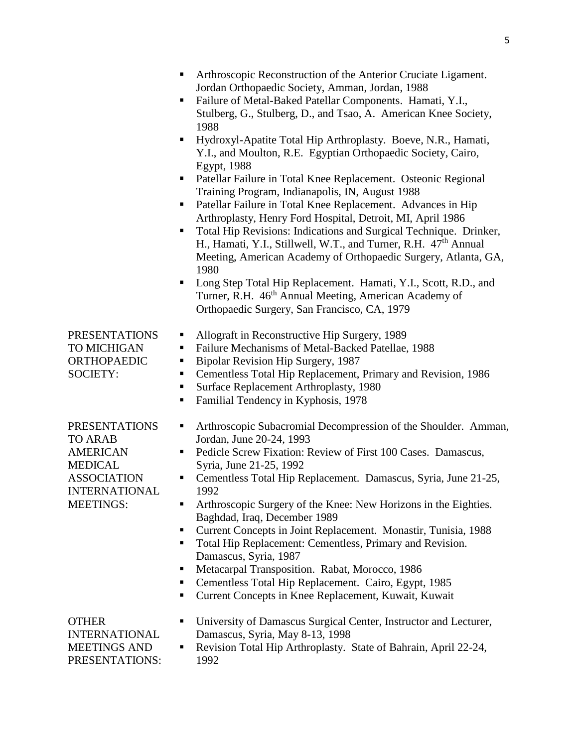- Arthroscopic Reconstruction of the Anterior Cruciate Ligament. Jordan Orthopaedic Society, Amman, Jordan, 1988
- Failure of Metal-Baked Patellar Components. Hamati, Y.I., Stulberg, G., Stulberg, D., and Tsao, A. American Knee Society, 1988
- Hydroxyl-Apatite Total Hip Arthroplasty. Boeve, N.R., Hamati, Y.I., and Moulton, R.E. Egyptian Orthopaedic Society, Cairo, Egypt, 1988
- Patellar Failure in Total Knee Replacement. Osteonic Regional Training Program, Indianapolis, IN, August 1988
- Patellar Failure in Total Knee Replacement. Advances in Hip Arthroplasty, Henry Ford Hospital, Detroit, MI, April 1986
- Total Hip Revisions: Indications and Surgical Technique. Drinker, H., Hamati, Y.I., Stillwell, W.T., and Turner, R.H. 47th Annual Meeting, American Academy of Orthopaedic Surgery, Atlanta, GA, 1980
- Long Step Total Hip Replacement. Hamati, Y.I., Scott, R.D., and Turner, R.H. 46th Annual Meeting, American Academy of Orthopaedic Surgery, San Francisco, CA, 1979

PRESENTATIONS TO MICHIGAN ORTHOPAEDIC SOCIETY:

- Allograft in Reconstructive Hip Surgery, 1989
- Failure Mechanisms of Metal-Backed Patellae, 1988
- Bipolar Revision Hip Surgery, 1987
- Cementless Total Hip Replacement, Primary and Revision, 1986
- Surface Replacement Arthroplasty, 1980
- Familial Tendency in Kyphosis, 1978

PRESENTATIONS TO ARAB AMERICAN MEDICAL ASSOCIATION INTERNATIONAL MEETINGS:

- Arthroscopic Subacromial Decompression of the Shoulder. Amman, Jordan, June 20-24, 1993
- Pedicle Screw Fixation: Review of First 100 Cases. Damascus, Syria, June 21-25, 1992
- Cementless Total Hip Replacement. Damascus, Syria, June 21-25, 1992
- Arthroscopic Surgery of the Knee: New Horizons in the Eighties. Baghdad, Iraq, December 1989
- Current Concepts in Joint Replacement. Monastir, Tunisia, 1988
- Total Hip Replacement: Cementless, Primary and Revision. Damascus, Syria, 1987
- Metacarpal Transposition. Rabat, Morocco, 1986
- Cementless Total Hip Replacement. Cairo, Egypt, 1985
- Current Concepts in Knee Replacement, Kuwait, Kuwait

OTHER INTERNATIONAL MEETINGS AND PRESENTATIONS:

- University of Damascus Surgical Center, Instructor and Lecturer, Damascus, Syria, May 8-13, 1998
- Revision Total Hip Arthroplasty. State of Bahrain, April 22-24, 1992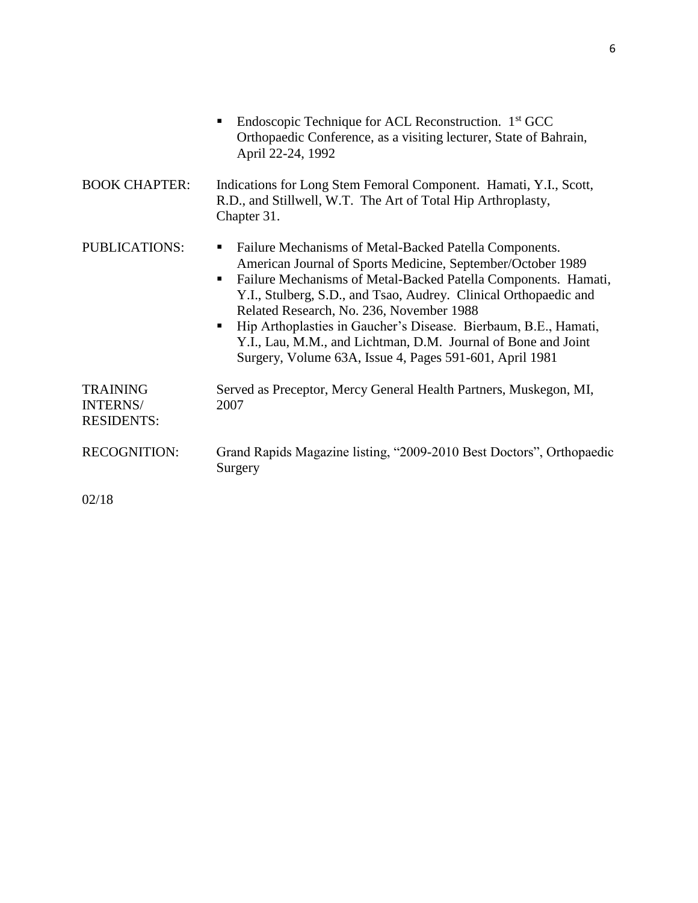- Endoscopic Technique for ACL Reconstruction. 1st GCC Orthopaedic Conference, as a visiting lecturer, State of Bahrain, April 22-24, 1992

BOOK CHAPTER: Indications for Long Stem Femoral Component. Hamati, Y.I., Scott, R.D., and Stillwell, W.T. The Art of Total Hip Arthroplasty, Chapter 31.

PUBLICATIONS:

- Failure Mechanisms of Metal-Backed Patella Components. American Journal of Sports Medicine, September/October 1989
- Failure Mechanisms of Metal-Backed Patella Components. Hamati, Y.I., Stulberg, S.D., and Tsao, Audrey. Clinical Orthopaedic and Related Research, No. 236, November 1988
- Hip Arthoplasties in Gaucher's Disease. Bierbaum, B.E., Hamati, Y.I., Lau, M.M., and Lichtman, D.M. Journal of Bone and Joint Surgery, Volume 63A, Issue 4, Pages 591-601, April 1981

TRAINING INTERNS/ RESIDENTS: Served as Preceptor, Mercy General Health Partners, Muskegon, MI, 2007

RECOGNITION: Grand Rapids Magazine listing, "2009-2010 Best Doctors", Orthopaedic Surgery

02/18